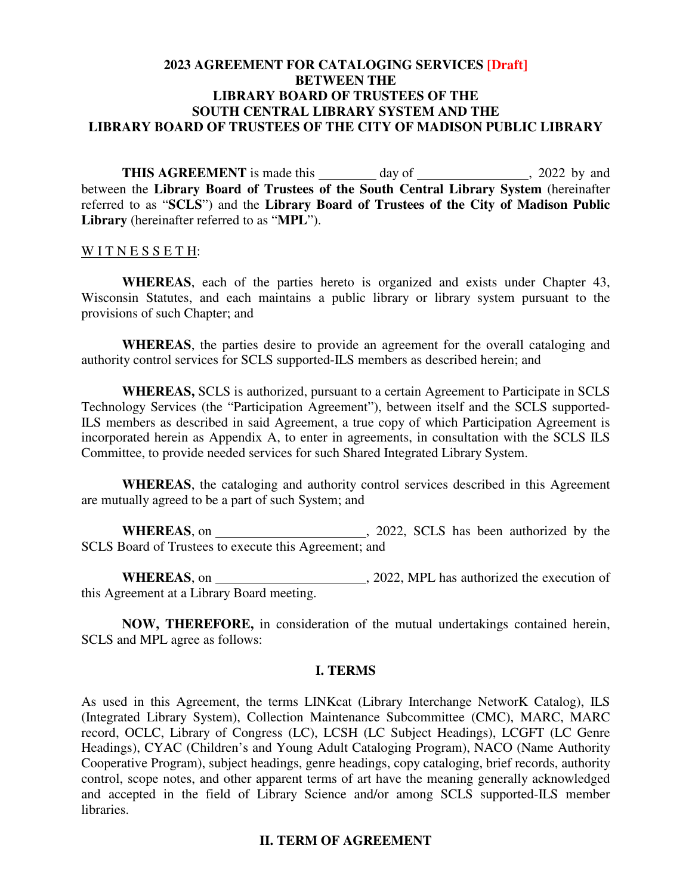# 2023 AGREEMENT FOR CATALOGING SERVICES [Draft] BETWEEN THE LIBRARY BOARD OF TRUSTEES OF THE SOUTH CENTRAL LIBRARY SYSTEM AND THE LIBRARY BOARD OF TRUSTEES OF THE CITY OF MADISON PUBLIC LIBRARY

**THIS AGREEMENT** is made this ________ day of ________________, 2022 by and between the **Library Board of Trustees of the South Central Library System** (hereinafter referred to as "**SCLS**") and the **Library Board of Trustees of the City of Madison Public Library** (hereinafter referred to as "**MPL**").

W I T N E S S E T H:

**WHEREAS**, each of the parties hereto is organized and exists under Chapter 43, Wisconsin Statutes, and each maintains a public library or library system pursuant to the provisions of such Chapter; and

**WHEREAS**, the parties desire to provide an agreement for the overall cataloging and authority control services for SCLS supported-ILS members as described herein; and

**WHEREAS,** SCLS is authorized, pursuant to a certain Agreement to Participate in SCLS Technology Services (the "Participation Agreement"), between itself and the SCLS supported-ILS members as described in said Agreement, a true copy of which Participation Agreement is incorporated herein as Appendix A, to enter in agreements, in consultation with the SCLS ILS Committee, to provide needed services for such Shared Integrated Library System.

**WHEREAS**, the cataloging and authority control services described in this Agreement are mutually agreed to be a part of such System; and

**WHEREAS**, on ______________________, 2022, SCLS has been authorized by the SCLS Board of Trustees to execute this Agreement; and

**WHEREAS**, on ______________________, 2022, MPL has authorized the execution of this Agreement at a Library Board meeting.

**NOW, THEREFORE,** in consideration of the mutual undertakings contained herein, SCLS and MPL agree as follows:

## I. TERMS

As used in this Agreement, the terms LINKcat (Library Interchange NetworK Catalog), ILS (Integrated Library System), Collection Maintenance Subcommittee (CMC), MARC, MARC record, OCLC, Library of Congress (LC), LCSH (LC Subject Headings), LCGFT (LC Genre Headings), CYAC (Children's and Young Adult Cataloging Program), NACO (Name Authority Cooperative Program), subject headings, genre headings, copy cataloging, brief records, authority control, scope notes, and other apparent terms of art have the meaning generally acknowledged and accepted in the field of Library Science and/or among SCLS supported-ILS member libraries.

## II. TERM OF AGREEMENT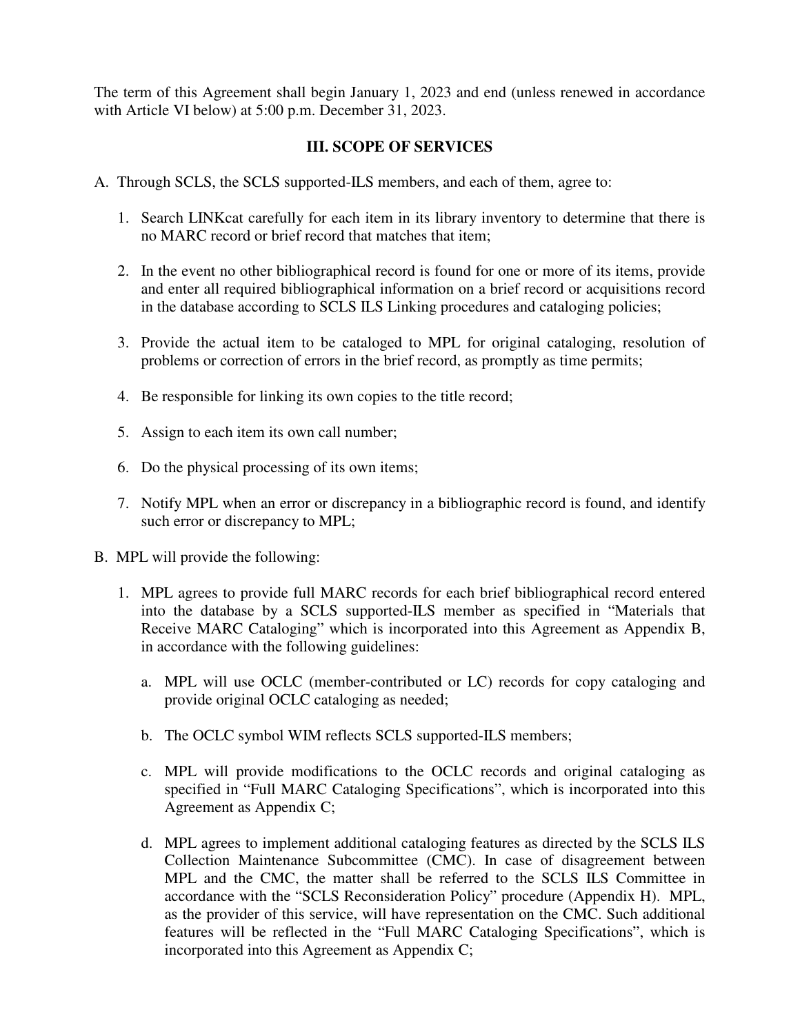The term of this Agreement shall begin January 1, 2023 and end (unless renewed in accordance with Article VI below) at 5:00 p.m. December 31, 2023.

## III. SCOPE OF SERVICES

A. Through SCLS, the SCLS supported-ILS members, and each of them, agree to:

1. Search LINKcat carefully for each item in its library inventory to determine that there is no MARC record or brief record that matches that item;

2. In the event no other bibliographical record is found for one or more of its items, provide and enter all required bibliographical information on a brief record or acquisitions record in the database according to SCLS ILS Linking procedures and cataloging policies;

3. Provide the actual item to be cataloged to MPL for original cataloging, resolution of problems or correction of errors in the brief record, as promptly as time permits;

4. Be responsible for linking its own copies to the title record;

5. Assign to each item its own call number;

6. Do the physical processing of its own items;

7. Notify MPL when an error or discrepancy in a bibliographic record is found, and identify such error or discrepancy to MPL;

B. MPL will provide the following:

1. MPL agrees to provide full MARC records for each brief bibliographical record entered into the database by a SCLS supported-ILS member as specified in "Materials that Receive MARC Cataloging" which is incorporated into this Agreement as Appendix B, in accordance with the following guidelines:

   a. MPL will use OCLC (member-contributed or LC) records for copy cataloging and provide original OCLC cataloging as needed;

   b. The OCLC symbol WIM reflects SCLS supported-ILS members;

   c. MPL will provide modifications to the OCLC records and original cataloging as specified in "Full MARC Cataloging Specifications", which is incorporated into this Agreement as Appendix C;

   d. MPL agrees to implement additional cataloging features as directed by the SCLS ILS Collection Maintenance Subcommittee (CMC). In case of disagreement between MPL and the CMC, the matter shall be referred to the SCLS ILS Committee in accordance with the "SCLS Reconsideration Policy" procedure (Appendix H). MPL, as the provider of this service, will have representation on the CMC. Such additional features will be reflected in the "Full MARC Cataloging Specifications", which is incorporated into this Agreement as Appendix C;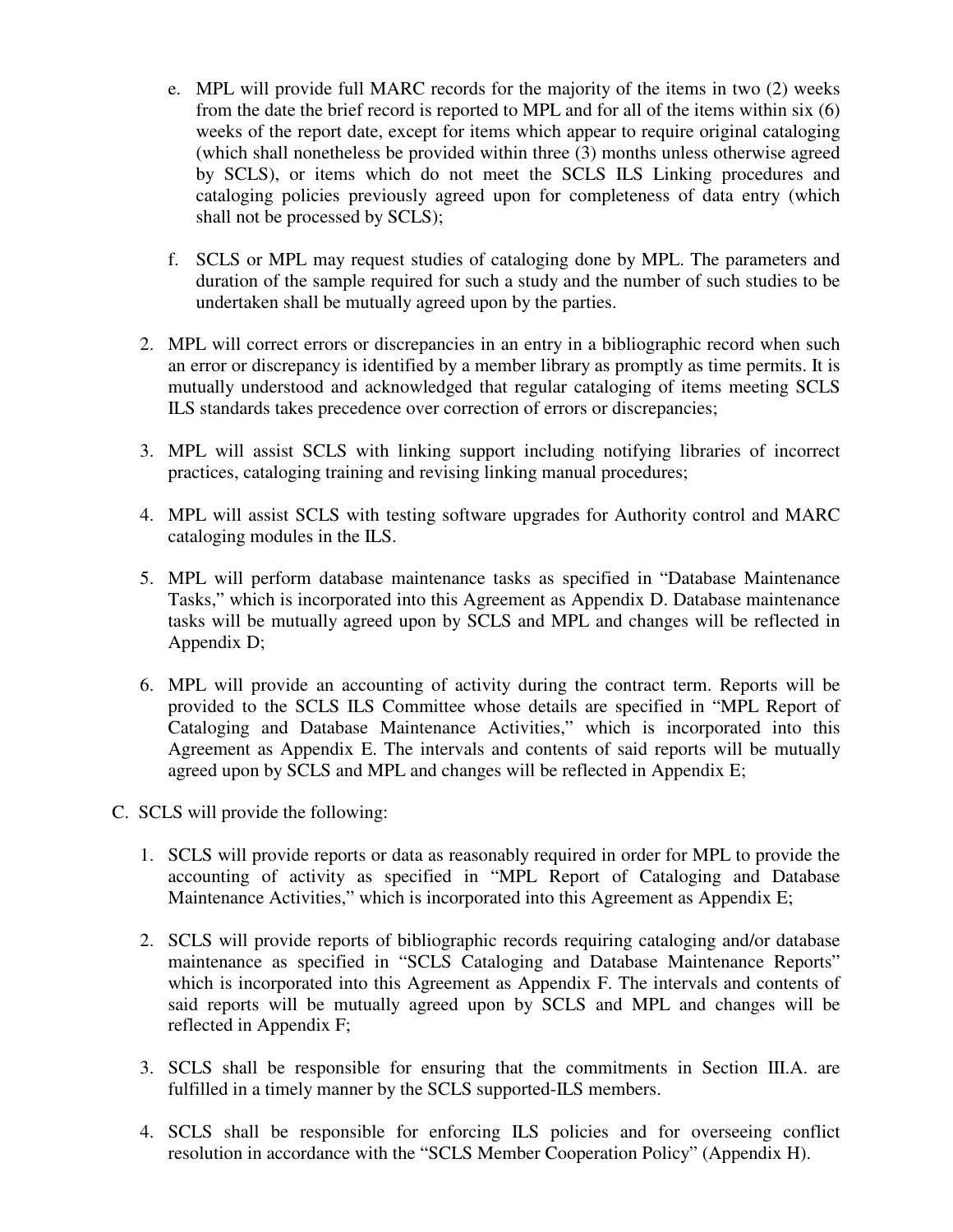e. MPL will provide full MARC records for the majority of the items in two (2) weeks from the date the brief record is reported to MPL and for all of the items within six (6) weeks of the report date, except for items which appear to require original cataloging (which shall nonetheless be provided within three (3) months unless otherwise agreed by SCLS), or items which do not meet the SCLS ILS Linking procedures and cataloging policies previously agreed upon for completeness of data entry (which shall not be processed by SCLS);

f. SCLS or MPL may request studies of cataloging done by MPL. The parameters and duration of the sample required for such a study and the number of such studies to be undertaken shall be mutually agreed upon by the parties.

2. MPL will correct errors or discrepancies in an entry in a bibliographic record when such an error or discrepancy is identified by a member library as promptly as time permits. It is mutually understood and acknowledged that regular cataloging of items meeting SCLS ILS standards takes precedence over correction of errors or discrepancies;

3. MPL will assist SCLS with linking support including notifying libraries of incorrect practices, cataloging training and revising linking manual procedures;

4. MPL will assist SCLS with testing software upgrades for Authority control and MARC cataloging modules in the ILS.

5. MPL will perform database maintenance tasks as specified in "Database Maintenance Tasks," which is incorporated into this Agreement as Appendix D. Database maintenance tasks will be mutually agreed upon by SCLS and MPL and changes will be reflected in Appendix D;

6. MPL will provide an accounting of activity during the contract term. Reports will be provided to the SCLS ILS Committee whose details are specified in "MPL Report of Cataloging and Database Maintenance Activities," which is incorporated into this Agreement as Appendix E. The intervals and contents of said reports will be mutually agreed upon by SCLS and MPL and changes will be reflected in Appendix E;

C. SCLS will provide the following:

1. SCLS will provide reports or data as reasonably required in order for MPL to provide the accounting of activity as specified in "MPL Report of Cataloging and Database Maintenance Activities," which is incorporated into this Agreement as Appendix E;

2. SCLS will provide reports of bibliographic records requiring cataloging and/or database maintenance as specified in "SCLS Cataloging and Database Maintenance Reports" which is incorporated into this Agreement as Appendix F. The intervals and contents of said reports will be mutually agreed upon by SCLS and MPL and changes will be reflected in Appendix F;

3. SCLS shall be responsible for ensuring that the commitments in Section III.A. are fulfilled in a timely manner by the SCLS supported-ILS members.

4. SCLS shall be responsible for enforcing ILS policies and for overseeing conflict resolution in accordance with the "SCLS Member Cooperation Policy" (Appendix H).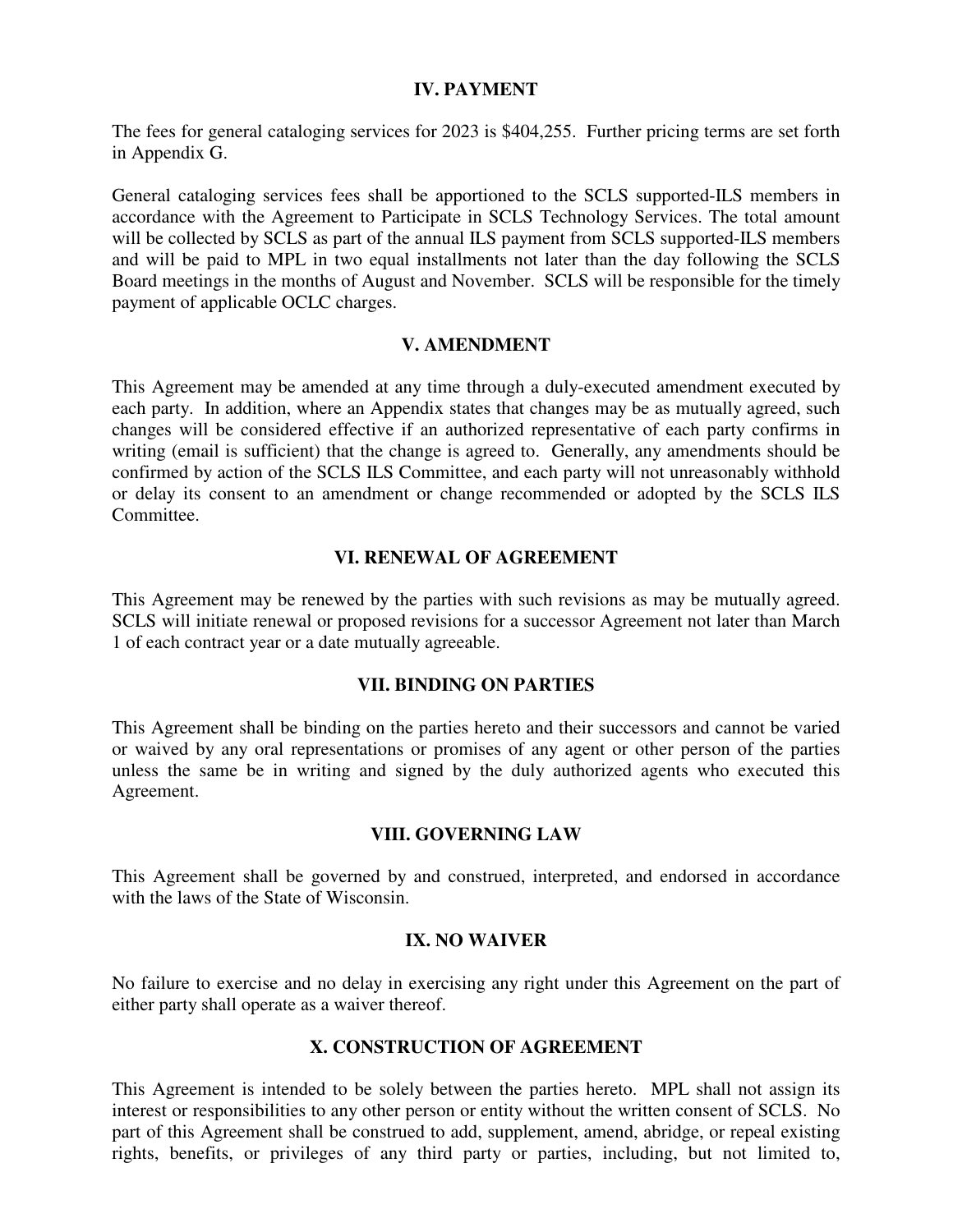## IV. PAYMENT

The fees for general cataloging services for 2023 is $404,255. Further pricing terms are set forth in Appendix G.

General cataloging services fees shall be apportioned to the SCLS supported-ILS members in accordance with the Agreement to Participate in SCLS Technology Services. The total amount will be collected by SCLS as part of the annual ILS payment from SCLS supported-ILS members and will be paid to MPL in two equal installments not later than the day following the SCLS Board meetings in the months of August and November. SCLS will be responsible for the timely payment of applicable OCLC charges.

## V. AMENDMENT

This Agreement may be amended at any time through a duly-executed amendment executed by each party. In addition, where an Appendix states that changes may be as mutually agreed, such changes will be considered effective if an authorized representative of each party confirms in writing (email is sufficient) that the change is agreed to. Generally, any amendments should be confirmed by action of the SCLS ILS Committee, and each party will not unreasonably withhold or delay its consent to an amendment or change recommended or adopted by the SCLS ILS Committee.

## VI. RENEWAL OF AGREEMENT

This Agreement may be renewed by the parties with such revisions as may be mutually agreed. SCLS will initiate renewal or proposed revisions for a successor Agreement not later than March 1 of each contract year or a date mutually agreeable.

## VII. BINDING ON PARTIES

This Agreement shall be binding on the parties hereto and their successors and cannot be varied or waived by any oral representations or promises of any agent or other person of the parties unless the same be in writing and signed by the duly authorized agents who executed this Agreement.

## VIII. GOVERNING LAW

This Agreement shall be governed by and construed, interpreted, and endorsed in accordance with the laws of the State of Wisconsin.

## IX. NO WAIVER

No failure to exercise and no delay in exercising any right under this Agreement on the part of either party shall operate as a waiver thereof.

## X. CONSTRUCTION OF AGREEMENT

This Agreement is intended to be solely between the parties hereto. MPL shall not assign its interest or responsibilities to any other person or entity without the written consent of SCLS. No part of this Agreement shall be construed to add, supplement, amend, abridge, or repeal existing rights, benefits, or privileges of any third party or parties, including, but not limited to,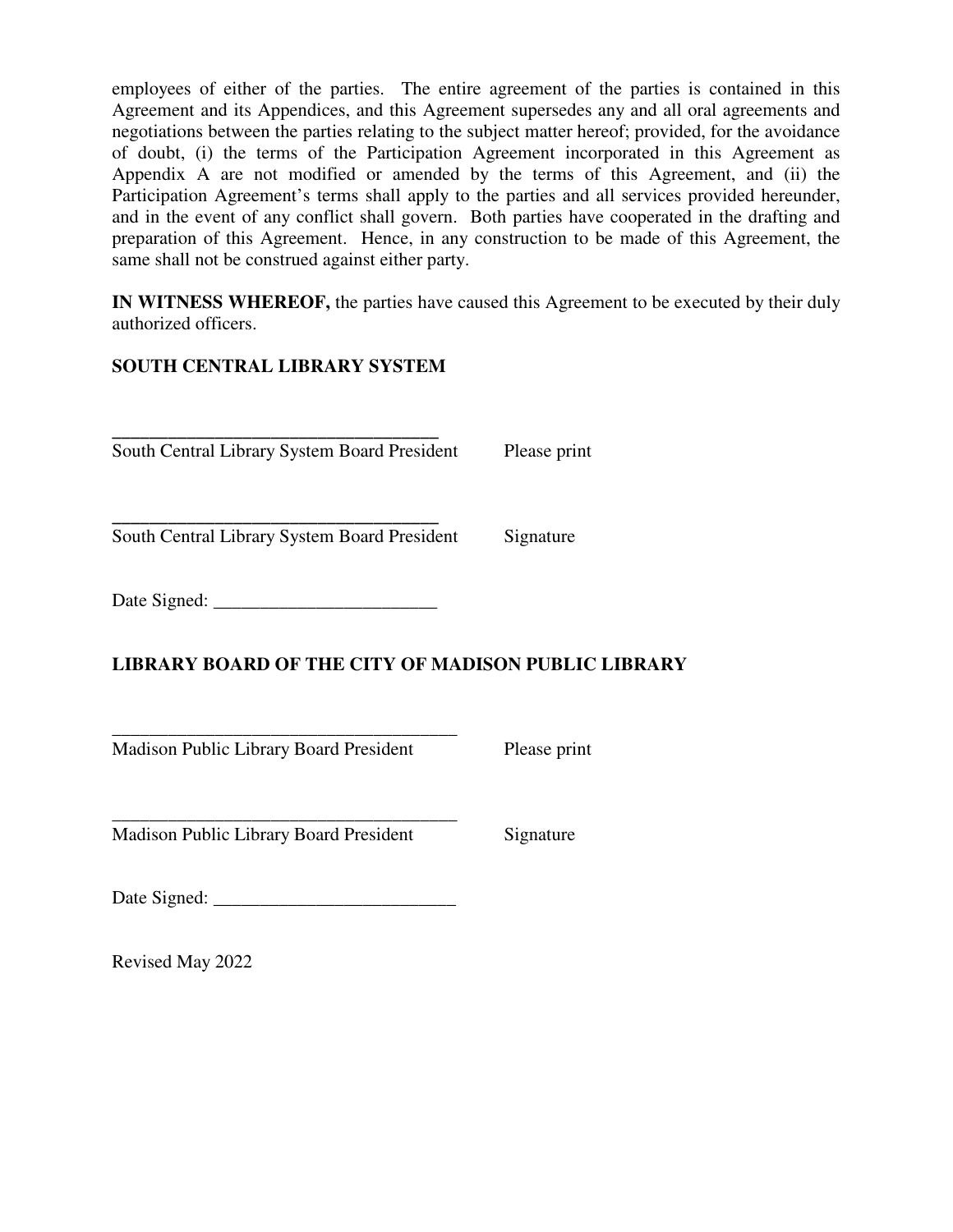employees of either of the parties. The entire agreement of the parties is contained in this Agreement and its Appendices, and this Agreement supersedes any and all oral agreements and negotiations between the parties relating to the subject matter hereof; provided, for the avoidance of doubt, (i) the terms of the Participation Agreement incorporated in this Agreement as Appendix A are not modified or amended by the terms of this Agreement, and (ii) the Participation Agreement's terms shall apply to the parties and all services provided hereunder, and in the event of any conflict shall govern. Both parties have cooperated in the drafting and preparation of this Agreement. Hence, in any construction to be made of this Agreement, the same shall not be construed against either party.

**IN WITNESS WHEREOF,** the parties have caused this Agreement to be executed by their duly authorized officers.

**SOUTH CENTRAL LIBRARY SYSTEM**

___________________________________
South Central Library System Board President    Please print

___________________________________
South Central Library System Board President    Signature

Date Signed: ________________________

**LIBRARY BOARD OF THE CITY OF MADISON PUBLIC LIBRARY**

______________________________________
Madison Public Library Board President    Please print

______________________________________
Madison Public Library Board President    Signature

Date Signed: __________________________

Revised May 2022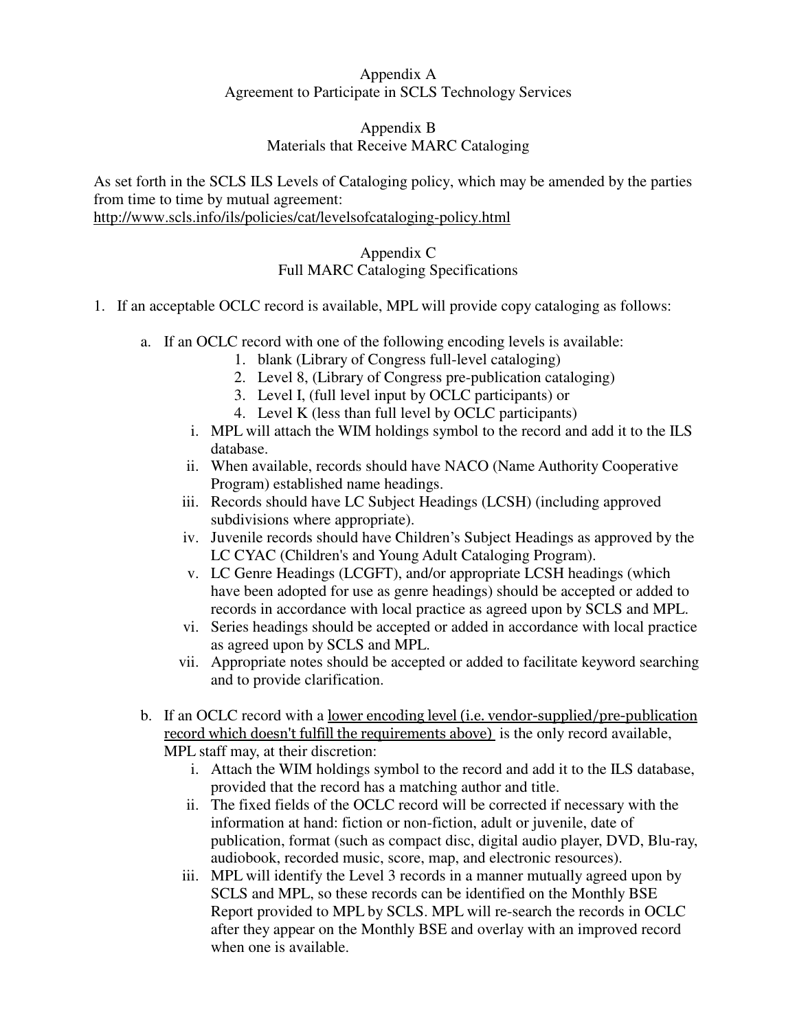## Appendix A
## Agreement to Participate in SCLS Technology Services

## Appendix B
## Materials that Receive MARC Cataloging

As set forth in the SCLS ILS Levels of Cataloging policy, which may be amended by the parties from time to time by mutual agreement:
http://www.scls.info/ils/policies/cat/levelsofcataloging-policy.html

## Appendix C
## Full MARC Cataloging Specifications

1. If an acceptable OCLC record is available, MPL will provide copy cataloging as follows:

   a. If an OCLC record with one of the following encoding levels is available:
      1. blank (Library of Congress full-level cataloging)
      2. Level 8, (Library of Congress pre-publication cataloging)
      3. Level I, (full level input by OCLC participants) or
      4. Level K (less than full level by OCLC participants)

      i. MPL will attach the WIM holdings symbol to the record and add it to the ILS database.
      ii. When available, records should have NACO (Name Authority Cooperative Program) established name headings.
      iii. Records should have LC Subject Headings (LCSH) (including approved subdivisions where appropriate).
      iv. Juvenile records should have Children's Subject Headings as approved by the LC CYAC (Children's and Young Adult Cataloging Program).
      v. LC Genre Headings (LCGFT), and/or appropriate LCSH headings (which have been adopted for use as genre headings) should be accepted or added to records in accordance with local practice as agreed upon by SCLS and MPL.
      vi. Series headings should be accepted or added in accordance with local practice as agreed upon by SCLS and MPL.
      vii. Appropriate notes should be accepted or added to facilitate keyword searching and to provide clarification.

   b. If an OCLC record with a <u>lower encoding level (i.e. vendor-supplied/pre-publication record which doesn't fulfill the requirements above)</u> is the only record available, MPL staff may, at their discretion:

      i. Attach the WIM holdings symbol to the record and add it to the ILS database, provided that the record has a matching author and title.
      ii. The fixed fields of the OCLC record will be corrected if necessary with the information at hand: fiction or non-fiction, adult or juvenile, date of publication, format (such as compact disc, digital audio player, DVD, Blu-ray, audiobook, recorded music, score, map, and electronic resources).
      iii. MPL will identify the Level 3 records in a manner mutually agreed upon by SCLS and MPL, so these records can be identified on the Monthly BSE Report provided to MPL by SCLS. MPL will re-search the records in OCLC after they appear on the Monthly BSE and overlay with an improved record when one is available.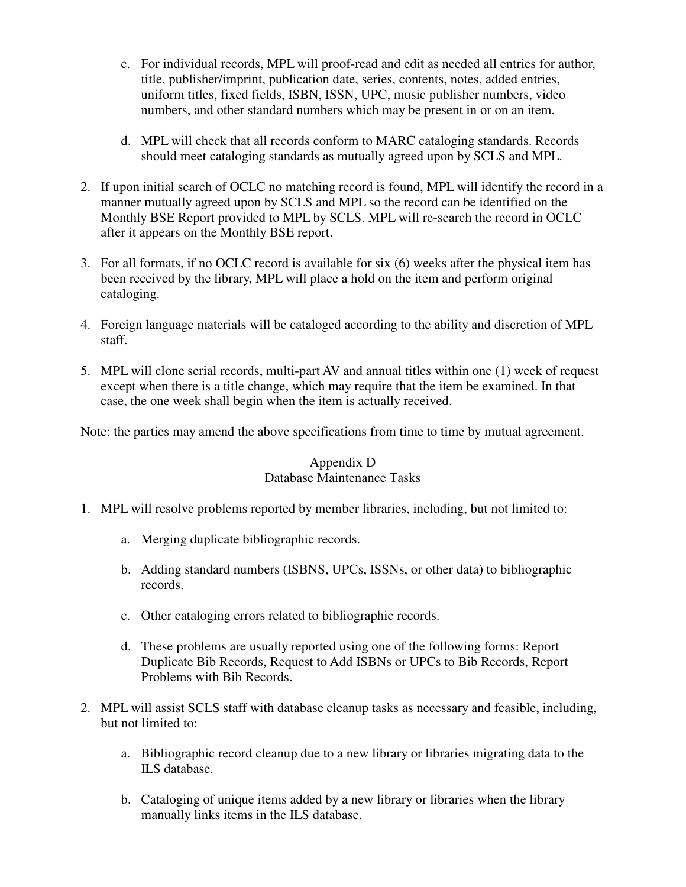c. For individual records, MPL will proof-read and edit as needed all entries for author, title, publisher/imprint, publication date, series, contents, notes, added entries, uniform titles, fixed fields, ISBN, ISSN, UPC, music publisher numbers, video numbers, and other standard numbers which may be present in or on an item.

d. MPL will check that all records conform to MARC cataloging standards. Records should meet cataloging standards as mutually agreed upon by SCLS and MPL.

2. If upon initial search of OCLC no matching record is found, MPL will identify the record in a manner mutually agreed upon by SCLS and MPL so the record can be identified on the Monthly BSE Report provided to MPL by SCLS. MPL will re-search the record in OCLC after it appears on the Monthly BSE report.

3. For all formats, if no OCLC record is available for six (6) weeks after the physical item has been received by the library, MPL will place a hold on the item and perform original cataloging.

4. Foreign language materials will be cataloged according to the ability and discretion of MPL staff.

5. MPL will clone serial records, multi-part AV and annual titles within one (1) week of request except when there is a title change, which may require that the item be examined. In that case, the one week shall begin when the item is actually received.

Note: the parties may amend the above specifications from time to time by mutual agreement.

## Appendix D
## Database Maintenance Tasks

1. MPL will resolve problems reported by member libraries, including, but not limited to:

   a. Merging duplicate bibliographic records.

   b. Adding standard numbers (ISBNS, UPCs, ISSNs, or other data) to bibliographic records.

   c. Other cataloging errors related to bibliographic records.

   d. These problems are usually reported using one of the following forms: Report Duplicate Bib Records, Request to Add ISBNs or UPCs to Bib Records, Report Problems with Bib Records.

2. MPL will assist SCLS staff with database cleanup tasks as necessary and feasible, including, but not limited to:

   a. Bibliographic record cleanup due to a new library or libraries migrating data to the ILS database.

   b. Cataloging of unique items added by a new library or libraries when the library manually links items in the ILS database.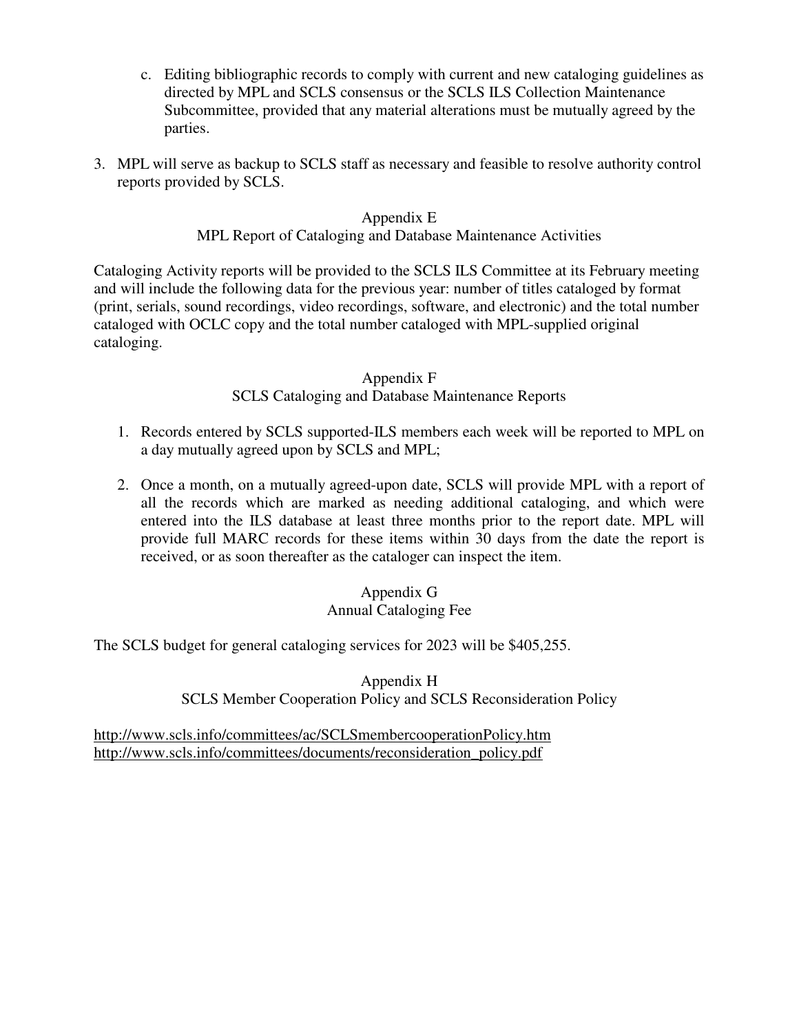c. Editing bibliographic records to comply with current and new cataloging guidelines as directed by MPL and SCLS consensus or the SCLS ILS Collection Maintenance Subcommittee, provided that any material alterations must be mutually agreed by the parties.

3. MPL will serve as backup to SCLS staff as necessary and feasible to resolve authority control reports provided by SCLS.

## Appendix E
## MPL Report of Cataloging and Database Maintenance Activities

Cataloging Activity reports will be provided to the SCLS ILS Committee at its February meeting and will include the following data for the previous year: number of titles cataloged by format (print, serials, sound recordings, video recordings, software, and electronic) and the total number cataloged with OCLC copy and the total number cataloged with MPL-supplied original cataloging.

## Appendix F
## SCLS Cataloging and Database Maintenance Reports

1. Records entered by SCLS supported-ILS members each week will be reported to MPL on a day mutually agreed upon by SCLS and MPL;

2. Once a month, on a mutually agreed-upon date, SCLS will provide MPL with a report of all the records which are marked as needing additional cataloging, and which were entered into the ILS database at least three months prior to the report date. MPL will provide full MARC records for these items within 30 days from the date the report is received, or as soon thereafter as the cataloger can inspect the item.

## Appendix G
## Annual Cataloging Fee

The SCLS budget for general cataloging services for 2023 will be $405,255.

## Appendix H
## SCLS Member Cooperation Policy and SCLS Reconsideration Policy

http://www.scls.info/committees/ac/SCLSmembercooperationPolicy.htm
http://www.scls.info/committees/documents/reconsideration_policy.pdf